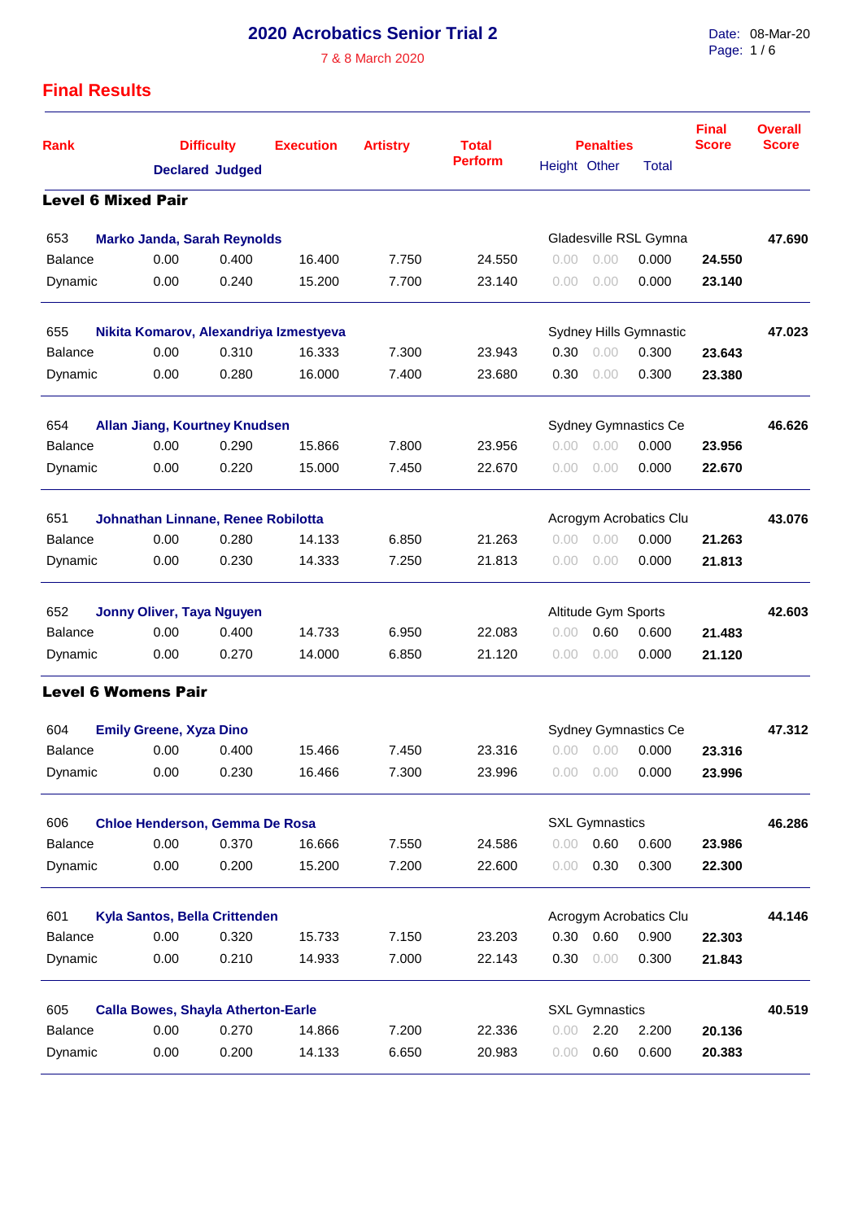# 2020 Acrobatics Senior Trial 2

7 & 8 March 2020

Date: 08-Mar-20

## Final Results

| Rank | Difficulty Declared | Difficulty Judged | Execution | Artistry | Total Perform | Penalties Height | Penalties Other | Penalties Total | Final Score | Overall Score |
|---|---|---|---|---|---|---|---|---|---|---|
| **Level 6 Mixed Pair** | | | | | | | | | | |
| 653 | **Marko Janda, Sarah Reynolds** | | | | | Gladesville RSL Gymna | | | | **47.690** |
| Balance | 0.00 | 0.400 | 16.400 | 7.750 | 24.550 | 0.00 | 0.00 | 0.000 | **24.550** | |
| Dynamic | 0.00 | 0.240 | 15.200 | 7.700 | 23.140 | 0.00 | 0.00 | 0.000 | **23.140** | |
| 655 | **Nikita Komarov, Alexandriya Izmestyeva** | | | | | Sydney Hills Gymnastic | | | | **47.023** |
| Balance | 0.00 | 0.310 | 16.333 | 7.300 | 23.943 | 0.30 | 0.00 | 0.300 | **23.643** | |
| Dynamic | 0.00 | 0.280 | 16.000 | 7.400 | 23.680 | 0.30 | 0.00 | 0.300 | **23.380** | |
| 654 | **Allan Jiang, Kourtney Knudsen** | | | | | Sydney Gymnastics Ce | | | | **46.626** |
| Balance | 0.00 | 0.290 | 15.866 | 7.800 | 23.956 | 0.00 | 0.00 | 0.000 | **23.956** | |
| Dynamic | 0.00 | 0.220 | 15.000 | 7.450 | 22.670 | 0.00 | 0.00 | 0.000 | **22.670** | |
| 651 | **Johnathan Linnane, Renee Robilotta** | | | | | Acrogym Acrobatics Clu | | | | **43.076** |
| Balance | 0.00 | 0.280 | 14.133 | 6.850 | 21.263 | 0.00 | 0.00 | 0.000 | **21.263** | |
| Dynamic | 0.00 | 0.230 | 14.333 | 7.250 | 21.813 | 0.00 | 0.00 | 0.000 | **21.813** | |
| 652 | **Jonny Oliver, Taya Nguyen** | | | | | Altitude Gym Sports | | | | **42.603** |
| Balance | 0.00 | 0.400 | 14.733 | 6.950 | 22.083 | 0.00 | 0.60 | 0.600 | **21.483** | |
| Dynamic | 0.00 | 0.270 | 14.000 | 6.850 | 21.120 | 0.00 | 0.00 | 0.000 | **21.120** | |
| **Level 6 Womens Pair** | | | | | | | | | | |
| 604 | **Emily Greene, Xyza Dino** | | | | | Sydney Gymnastics Ce | | | | **47.312** |
| Balance | 0.00 | 0.400 | 15.466 | 7.450 | 23.316 | 0.00 | 0.00 | 0.000 | **23.316** | |
| Dynamic | 0.00 | 0.230 | 16.466 | 7.300 | 23.996 | 0.00 | 0.00 | 0.000 | **23.996** | |
| 606 | **Chloe Henderson, Gemma De Rosa** | | | | | SXL Gymnastics | | | | **46.286** |
| Balance | 0.00 | 0.370 | 16.666 | 7.550 | 24.586 | 0.00 | 0.60 | 0.600 | **23.986** | |
| Dynamic | 0.00 | 0.200 | 15.200 | 7.200 | 22.600 | 0.00 | 0.30 | 0.300 | **22.300** | |
| 601 | **Kyla Santos, Bella Crittenden** | | | | | Acrogym Acrobatics Clu | | | | **44.146** |
| Balance | 0.00 | 0.320 | 15.733 | 7.150 | 23.203 | 0.30 | 0.60 | 0.900 | **22.303** | |
| Dynamic | 0.00 | 0.210 | 14.933 | 7.000 | 22.143 | 0.30 | 0.00 | 0.300 | **21.843** | |
| 605 | **Calla Bowes, Shayla Atherton-Earle** | | | | | SXL Gymnastics | | | | **40.519** |
| Balance | 0.00 | 0.270 | 14.866 | 7.200 | 22.336 | 0.00 | 2.20 | 2.200 | **20.136** | |
| Dynamic | 0.00 | 0.200 | 14.133 | 6.650 | 20.983 | 0.00 | 0.60 | 0.600 | **20.383** | |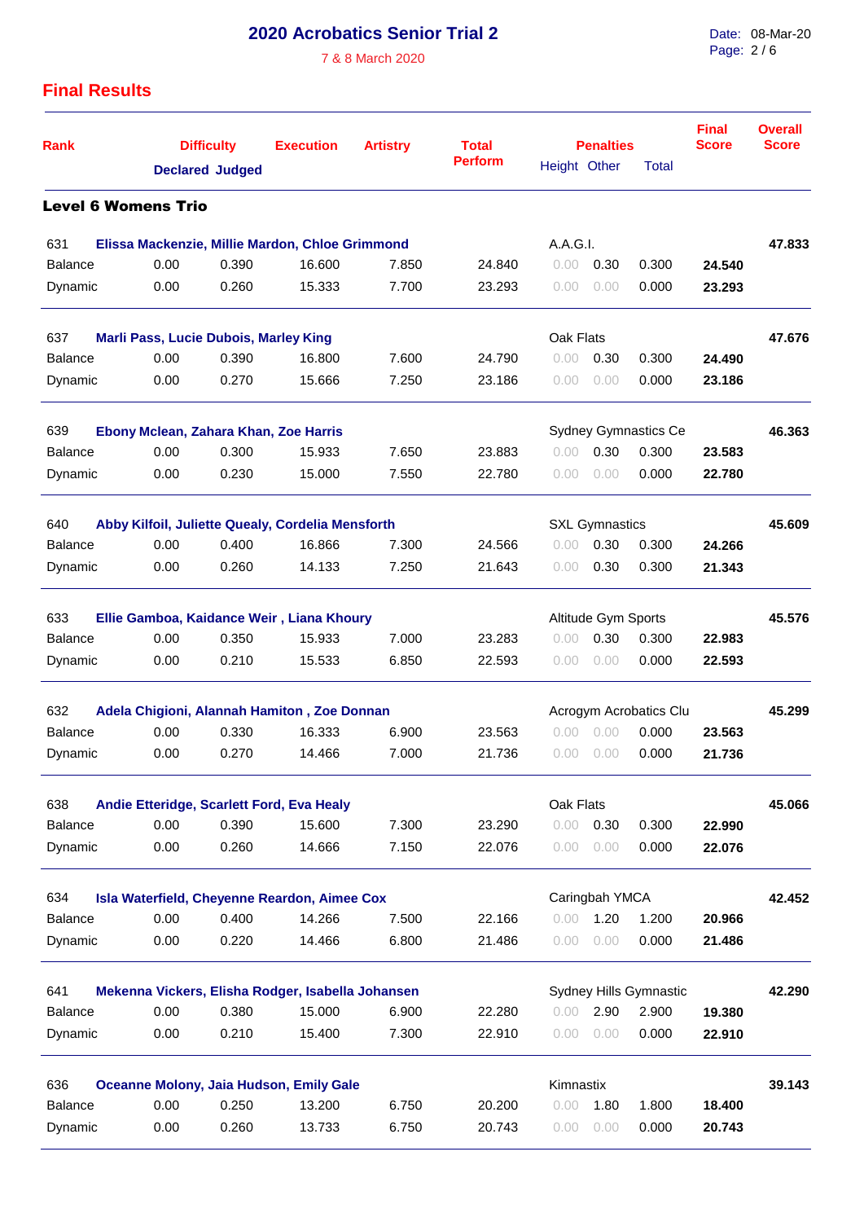# 2020 Acrobatics Senior Trial 2

7 & 8 March 2020

Date: 08-Mar-20

## Final Results

| Rank | Difficulty Declared | Difficulty Judged | Execution | Artistry | Total Perform | Penalties Height | Penalties Other | Penalties Total | Final Score | Overall Score |
|---|---|---|---|---|---|---|---|---|---|---|
| **Level 6 Womens Trio** | | | | | | | | | | |
| 631 | **Elissa Mackenzie, Millie Mardon, Chloe Grimmond** | | | | | A.A.G.I. | | | | **47.833** |
| Balance | 0.00 | 0.390 | 16.600 | 7.850 | 24.840 | 0.00 | 0.30 | 0.300 | **24.540** | |
| Dynamic | 0.00 | 0.260 | 15.333 | 7.700 | 23.293 | 0.00 | 0.00 | 0.000 | **23.293** | |
| 637 | **Marli Pass, Lucie Dubois, Marley King** | | | | | Oak Flats | | | | **47.676** |
| Balance | 0.00 | 0.390 | 16.800 | 7.600 | 24.790 | 0.00 | 0.30 | 0.300 | **24.490** | |
| Dynamic | 0.00 | 0.270 | 15.666 | 7.250 | 23.186 | 0.00 | 0.00 | 0.000 | **23.186** | |
| 639 | **Ebony Mclean, Zahara Khan, Zoe Harris** | | | | | Sydney Gymnastics Ce | | | | **46.363** |
| Balance | 0.00 | 0.300 | 15.933 | 7.650 | 23.883 | 0.00 | 0.30 | 0.300 | **23.583** | |
| Dynamic | 0.00 | 0.230 | 15.000 | 7.550 | 22.780 | 0.00 | 0.00 | 0.000 | **22.780** | |
| 640 | **Abby Kilfoil, Juliette Quealy, Cordelia Mensforth** | | | | | SXL Gymnastics | | | | **45.609** |
| Balance | 0.00 | 0.400 | 16.866 | 7.300 | 24.566 | 0.00 | 0.30 | 0.300 | **24.266** | |
| Dynamic | 0.00 | 0.260 | 14.133 | 7.250 | 21.643 | 0.00 | 0.30 | 0.300 | **21.343** | |
| 633 | **Ellie Gamboa, Kaidance Weir , Liana Khoury** | | | | | Altitude Gym Sports | | | | **45.576** |
| Balance | 0.00 | 0.350 | 15.933 | 7.000 | 23.283 | 0.00 | 0.30 | 0.300 | **22.983** | |
| Dynamic | 0.00 | 0.210 | 15.533 | 6.850 | 22.593 | 0.00 | 0.00 | 0.000 | **22.593** | |
| 632 | **Adela Chigioni, Alannah Hamiton , Zoe Donnan** | | | | | Acrogym Acrobatics Clu | | | | **45.299** |
| Balance | 0.00 | 0.330 | 16.333 | 6.900 | 23.563 | 0.00 | 0.00 | 0.000 | **23.563** | |
| Dynamic | 0.00 | 0.270 | 14.466 | 7.000 | 21.736 | 0.00 | 0.00 | 0.000 | **21.736** | |
| 638 | **Andie Etteridge, Scarlett Ford, Eva Healy** | | | | | Oak Flats | | | | **45.066** |
| Balance | 0.00 | 0.390 | 15.600 | 7.300 | 23.290 | 0.00 | 0.30 | 0.300 | **22.990** | |
| Dynamic | 0.00 | 0.260 | 14.666 | 7.150 | 22.076 | 0.00 | 0.00 | 0.000 | **22.076** | |
| 634 | **Isla Waterfield, Cheyenne Reardon, Aimee Cox** | | | | | Caringbah YMCA | | | | **42.452** |
| Balance | 0.00 | 0.400 | 14.266 | 7.500 | 22.166 | 0.00 | 1.20 | 1.200 | **20.966** | |
| Dynamic | 0.00 | 0.220 | 14.466 | 6.800 | 21.486 | 0.00 | 0.00 | 0.000 | **21.486** | |
| 641 | **Mekenna Vickers, Elisha Rodger, Isabella Johansen** | | | | | Sydney Hills Gymnastic | | | | **42.290** |
| Balance | 0.00 | 0.380 | 15.000 | 6.900 | 22.280 | 0.00 | 2.90 | 2.900 | **19.380** | |
| Dynamic | 0.00 | 0.210 | 15.400 | 7.300 | 22.910 | 0.00 | 0.00 | 0.000 | **22.910** | |
| 636 | **Oceanne Molony, Jaia Hudson, Emily Gale** | | | | | Kimnastix | | | | **39.143** |
| Balance | 0.00 | 0.250 | 13.200 | 6.750 | 20.200 | 0.00 | 1.80 | 1.800 | **18.400** | |
| Dynamic | 0.00 | 0.260 | 13.733 | 6.750 | 20.743 | 0.00 | 0.00 | 0.000 | **20.743** | |